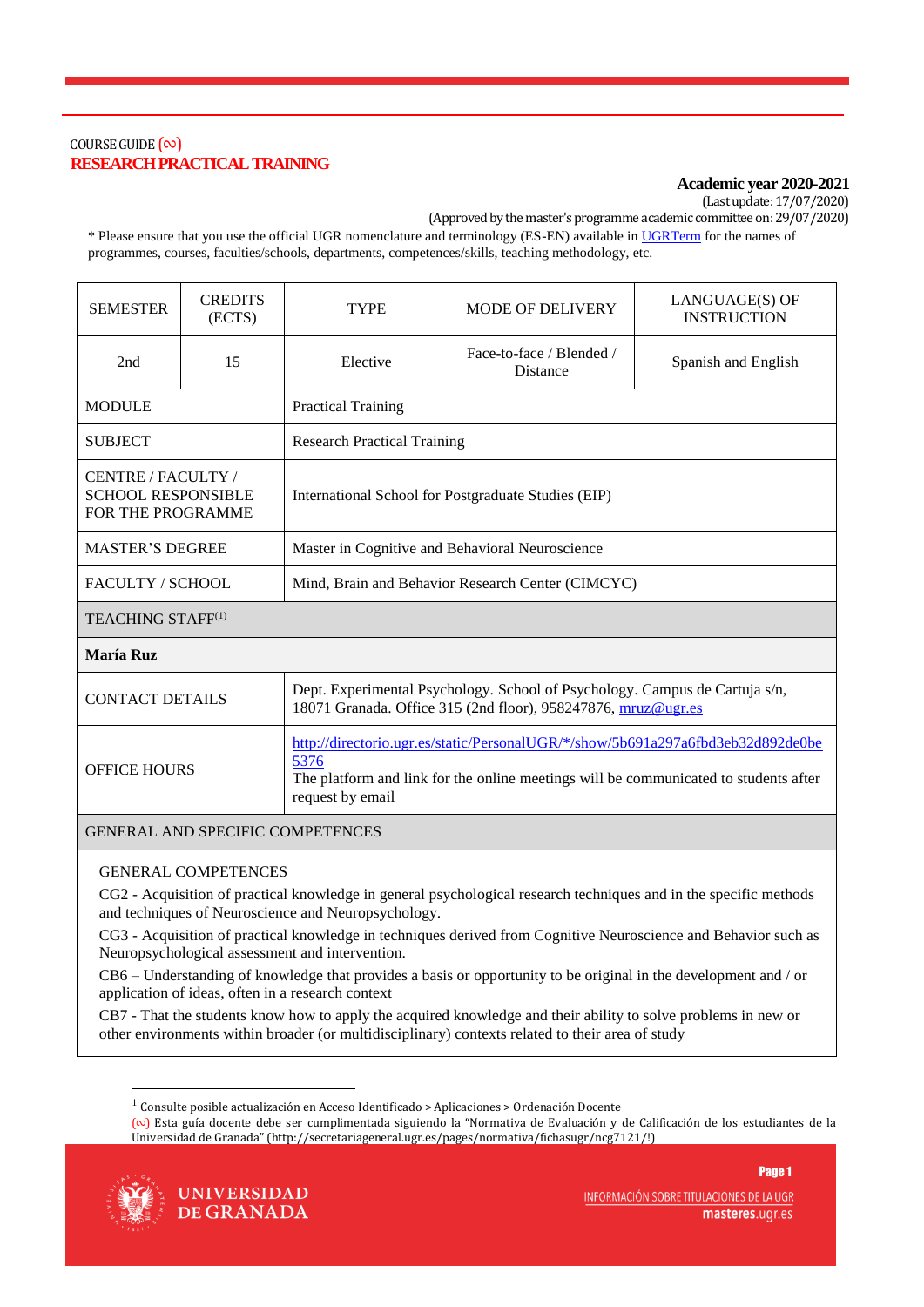COURSE GUIDE (∞)

# RESEARCH PRACTICAL TRAINING

**Academic year 2020-2021**

(Last update: 17/07/2020)

(Approved by the master's programme academic committee on: 29/07/2020)

* Please ensure that you use the official UGR nomenclature and terminology (ES-EN) available in UGRTerm for the names of programmes, courses, faculties/schools, departments, competences/skills, teaching methodology, etc.

| SEMESTER | CREDITS (ECTS) | TYPE | MODE OF DELIVERY | LANGUAGE(S) OF INSTRUCTION |
|---|---|---|---|---|
| 2nd | 15 | Elective | Face-to-face / Blended / Distance | Spanish and English |
| MODULE | | Practical Training | | |
| SUBJECT | | Research Practical Training | | |
| CENTRE / FACULTY / SCHOOL RESPONSIBLE FOR THE PROGRAMME | | International School for Postgraduate Studies (EIP) | | |
| MASTER'S DEGREE | | Master in Cognitive and Behavioral Neuroscience | | |
| FACULTY / SCHOOL | | Mind, Brain and Behavior Research Center (CIMCYC) | | |
| TEACHING STAFF[1] | | | | |
| **María Ruz** | | | | |
| CONTACT DETAILS | | Dept. Experimental Psychology. School of Psychology. Campus de Cartuja s/n, 18071 Granada. Office 315 (2nd floor), 958247876, mruz@ugr.es | | |
| OFFICE HOURS | | http://directorio.ugr.es/static/PersonalUGR/*/show/5b691a297a6fbd3eb32d892de0be5376 The platform and link for the online meetings will be communicated to students after request by email | | |

## GENERAL AND SPECIFIC COMPETENCES

GENERAL COMPETENCES

CG2 - Acquisition of practical knowledge in general psychological research techniques and in the specific methods and techniques of Neuroscience and Neuropsychology.

CG3 - Acquisition of practical knowledge in techniques derived from Cognitive Neuroscience and Behavior such as Neuropsychological assessment and intervention.

CB6 – Understanding of knowledge that provides a basis or opportunity to be original in the development and / or application of ideas, often in a research context

CB7 - That the students know how to apply the acquired knowledge and their ability to solve problems in new or other environments within broader (or multidisciplinary) contexts related to their area of study

---

[1] Consulte posible actualización en Acceso Identificado > Aplicaciones > Ordenación Docente

(∞) Esta guía docente debe ser cumplimentada siguiendo la "Normativa de Evaluación y de Calificación de los estudiantes de la Universidad de Granada" (http://secretariageneral.ugr.es/pages/normativa/fichasugr/ncg7121/!)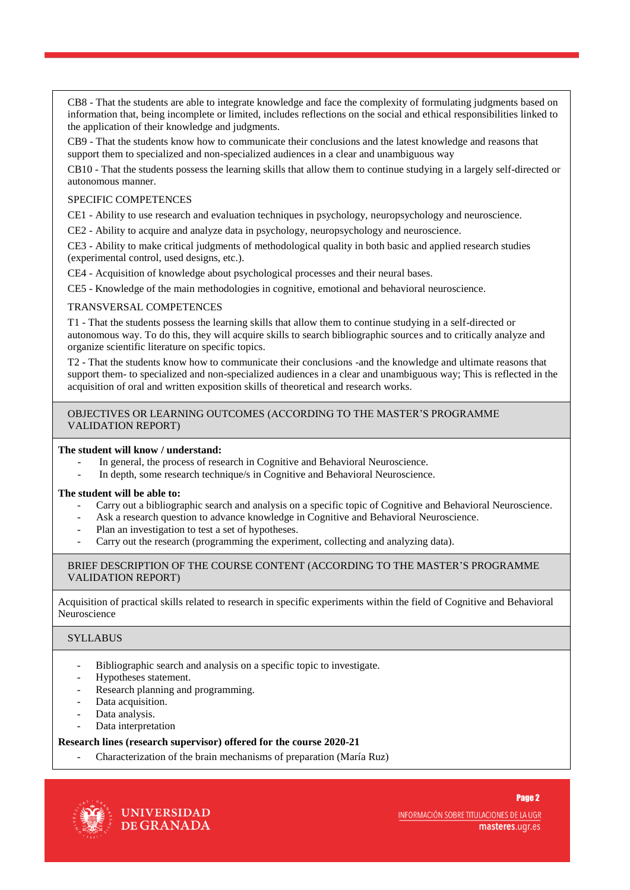CB8 - That the students are able to integrate knowledge and face the complexity of formulating judgments based on information that, being incomplete or limited, includes reflections on the social and ethical responsibilities linked to the application of their knowledge and judgments.

CB9 - That the students know how to communicate their conclusions and the latest knowledge and reasons that support them to specialized and non-specialized audiences in a clear and unambiguous way

CB10 - That the students possess the learning skills that allow them to continue studying in a largely self-directed or autonomous manner.

SPECIFIC COMPETENCES

CE1 - Ability to use research and evaluation techniques in psychology, neuropsychology and neuroscience.

CE2 - Ability to acquire and analyze data in psychology, neuropsychology and neuroscience.

CE3 - Ability to make critical judgments of methodological quality in both basic and applied research studies (experimental control, used designs, etc.).

CE4 - Acquisition of knowledge about psychological processes and their neural bases.

CE5 - Knowledge of the main methodologies in cognitive, emotional and behavioral neuroscience.

TRANSVERSAL COMPETENCES

T1 - That the students possess the learning skills that allow them to continue studying in a self-directed or autonomous way. To do this, they will acquire skills to search bibliographic sources and to critically analyze and organize scientific literature on specific topics.

T2 - That the students know how to communicate their conclusions -and the knowledge and ultimate reasons that support them- to specialized and non-specialized audiences in a clear and unambiguous way; This is reflected in the acquisition of oral and written exposition skills of theoretical and research works.

## OBJECTIVES OR LEARNING OUTCOMES (ACCORDING TO THE MASTER'S PROGRAMME VALIDATION REPORT)

**The student will know / understand:**

- In general, the process of research in Cognitive and Behavioral Neuroscience.
- In depth, some research technique/s in Cognitive and Behavioral Neuroscience.

**The student will be able to:**

- Carry out a bibliographic search and analysis on a specific topic of Cognitive and Behavioral Neuroscience.
- Ask a research question to advance knowledge in Cognitive and Behavioral Neuroscience.
- Plan an investigation to test a set of hypotheses.
- Carry out the research (programming the experiment, collecting and analyzing data).

## BRIEF DESCRIPTION OF THE COURSE CONTENT (ACCORDING TO THE MASTER'S PROGRAMME VALIDATION REPORT)

Acquisition of practical skills related to research in specific experiments within the field of Cognitive and Behavioral Neuroscience

## SYLLABUS

- Bibliographic search and analysis on a specific topic to investigate.
- Hypotheses statement.
- Research planning and programming.
- Data acquisition.
- Data analysis.
- Data interpretation

**Research lines (research supervisor) offered for the course 2020-21**

- Characterization of the brain mechanisms of preparation (María Ruz)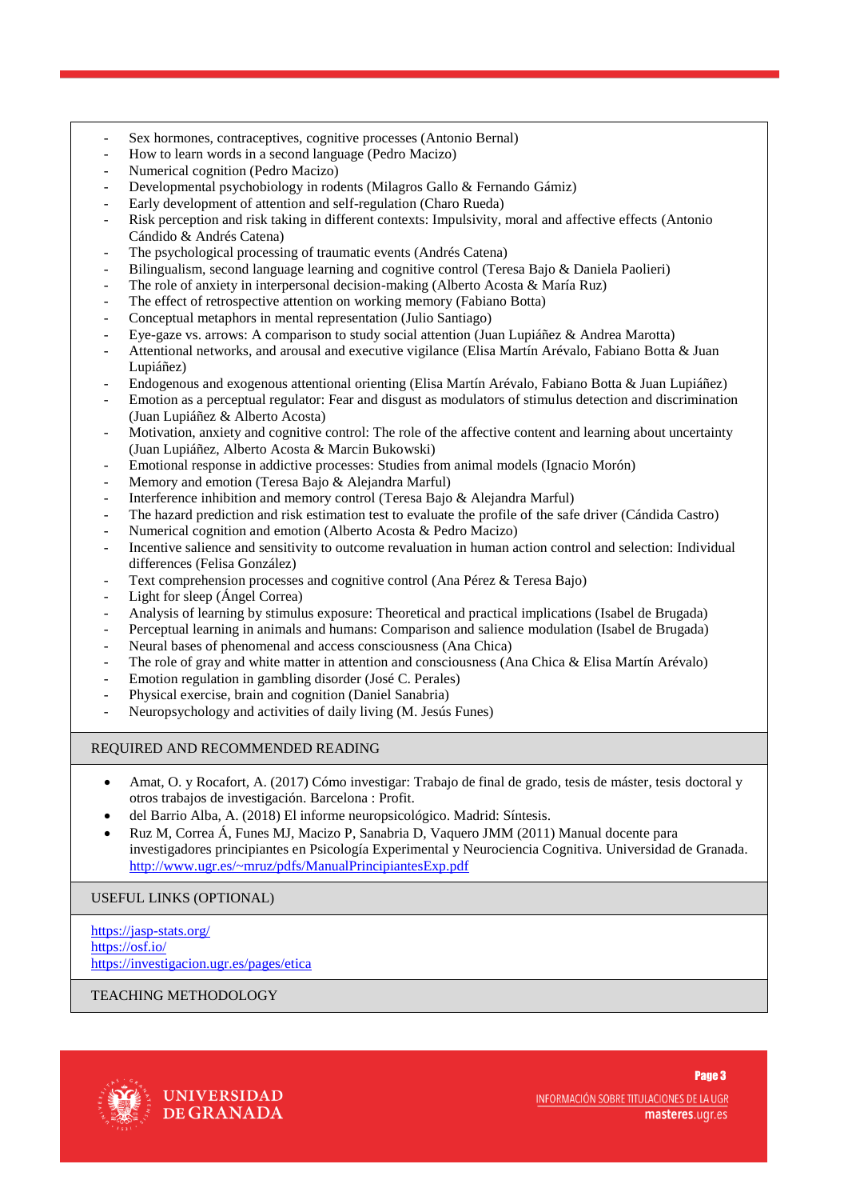- Sex hormones, contraceptives, cognitive processes (Antonio Bernal)
- How to learn words in a second language (Pedro Macizo)
- Numerical cognition (Pedro Macizo)
- Developmental psychobiology in rodents (Milagros Gallo & Fernando Gámiz)
- Early development of attention and self-regulation (Charo Rueda)
- Risk perception and risk taking in different contexts: Impulsivity, moral and affective effects (Antonio Cándido & Andrés Catena)
- The psychological processing of traumatic events (Andrés Catena)
- Bilingualism, second language learning and cognitive control (Teresa Bajo & Daniela Paolieri)
- The role of anxiety in interpersonal decision-making (Alberto Acosta & María Ruz)
- The effect of retrospective attention on working memory (Fabiano Botta)
- Conceptual metaphors in mental representation (Julio Santiago)
- Eye-gaze vs. arrows: A comparison to study social attention (Juan Lupiáñez & Andrea Marotta)
- Attentional networks, and arousal and executive vigilance (Elisa Martín Arévalo, Fabiano Botta & Juan Lupiáñez)
- Endogenous and exogenous attentional orienting (Elisa Martín Arévalo, Fabiano Botta & Juan Lupiáñez)
- Emotion as a perceptual regulator: Fear and disgust as modulators of stimulus detection and discrimination (Juan Lupiáñez & Alberto Acosta)
- Motivation, anxiety and cognitive control: The role of the affective content and learning about uncertainty (Juan Lupiáñez, Alberto Acosta & Marcin Bukowski)
- Emotional response in addictive processes: Studies from animal models (Ignacio Morón)
- Memory and emotion (Teresa Bajo & Alejandra Marful)
- Interference inhibition and memory control (Teresa Bajo & Alejandra Marful)
- The hazard prediction and risk estimation test to evaluate the profile of the safe driver (Cándida Castro)
- Numerical cognition and emotion (Alberto Acosta & Pedro Macizo)
- Incentive salience and sensitivity to outcome revaluation in human action control and selection: Individual differences (Felisa González)
- Text comprehension processes and cognitive control (Ana Pérez & Teresa Bajo)
- Light for sleep (Ángel Correa)
- Analysis of learning by stimulus exposure: Theoretical and practical implications (Isabel de Brugada)
- Perceptual learning in animals and humans: Comparison and salience modulation (Isabel de Brugada)
- Neural bases of phenomenal and access consciousness (Ana Chica)
- The role of gray and white matter in attention and consciousness (Ana Chica & Elisa Martín Arévalo)
- Emotion regulation in gambling disorder (José C. Perales)
- Physical exercise, brain and cognition (Daniel Sanabria)
- Neuropsychology and activities of daily living (M. Jesús Funes)

## REQUIRED AND RECOMMENDED READING

- Amat, O. y Rocafort, A. (2017) Cómo investigar: Trabajo de final de grado, tesis de máster, tesis doctoral y otros trabajos de investigación. Barcelona : Profit.
- del Barrio Alba, A. (2018) El informe neuropsicológico. Madrid: Síntesis.
- Ruz M, Correa Á, Funes MJ, Macizo P, Sanabria D, Vaquero JMM (2011) Manual docente para investigadores principiantes en Psicología Experimental y Neurociencia Cognitiva. Universidad de Granada. http://www.ugr.es/~mruz/pdfs/ManualPrincipiantesExp.pdf

## USEFUL LINKS (OPTIONAL)

https://jasp-stats.org/
https://osf.io/
https://investigacion.ugr.es/pages/etica

## TEACHING METHODOLOGY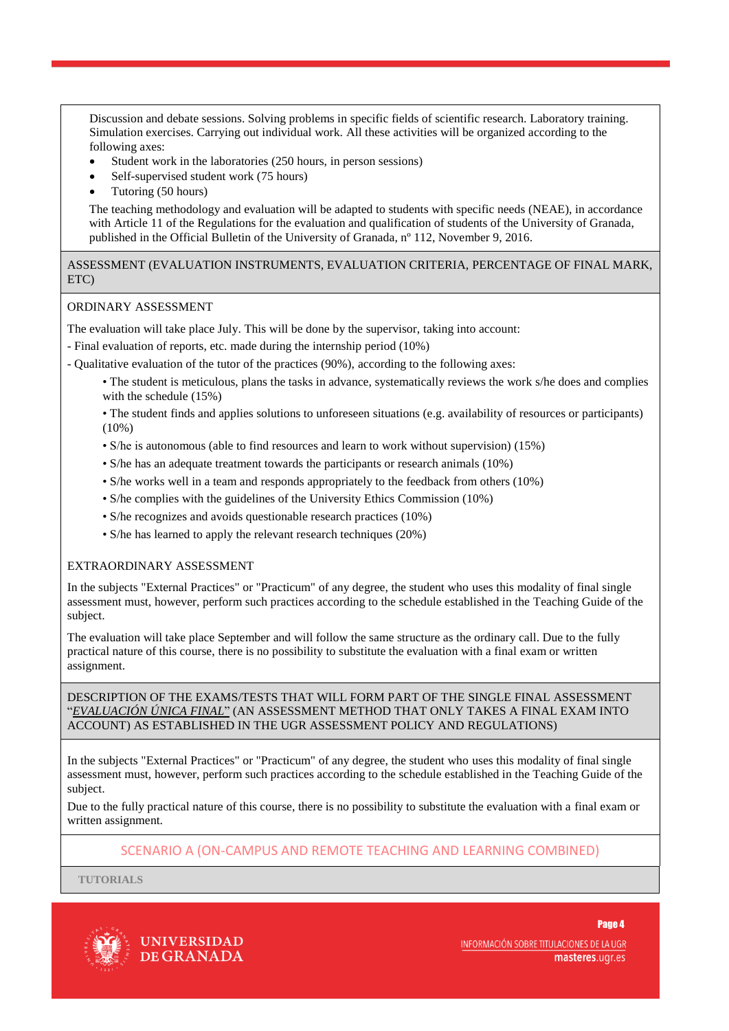Discussion and debate sessions. Solving problems in specific fields of scientific research. Laboratory training. Simulation exercises. Carrying out individual work. All these activities will be organized according to the following axes:

- Student work in the laboratories (250 hours, in person sessions)
- Self-supervised student work (75 hours)
- Tutoring (50 hours)

The teaching methodology and evaluation will be adapted to students with specific needs (NEAE), in accordance with Article 11 of the Regulations for the evaluation and qualification of students of the University of Granada, published in the Official Bulletin of the University of Granada, nº 112, November 9, 2016.

## ASSESSMENT (EVALUATION INSTRUMENTS, EVALUATION CRITERIA, PERCENTAGE OF FINAL MARK, ETC)

### ORDINARY ASSESSMENT

The evaluation will take place July. This will be done by the supervisor, taking into account:

- Final evaluation of reports, etc. made during the internship period (10%)
- Qualitative evaluation of the tutor of the practices (90%), according to the following axes:
  - The student is meticulous, plans the tasks in advance, systematically reviews the work s/he does and complies with the schedule (15%)
  - The student finds and applies solutions to unforeseen situations (e.g. availability of resources or participants) (10%)
  - S/he is autonomous (able to find resources and learn to work without supervision) (15%)
  - S/he has an adequate treatment towards the participants or research animals (10%)
  - S/he works well in a team and responds appropriately to the feedback from others (10%)
  - S/he complies with the guidelines of the University Ethics Commission (10%)
  - S/he recognizes and avoids questionable research practices (10%)
  - S/he has learned to apply the relevant research techniques (20%)

### EXTRAORDINARY ASSESSMENT

In the subjects "External Practices" or "Practicum" of any degree, the student who uses this modality of final single assessment must, however, perform such practices according to the schedule established in the Teaching Guide of the subject.

The evaluation will take place September and will follow the same structure as the ordinary call. Due to the fully practical nature of this course, there is no possibility to substitute the evaluation with a final exam or written assignment.

## DESCRIPTION OF THE EXAMS/TESTS THAT WILL FORM PART OF THE SINGLE FINAL ASSESSMENT "*EVALUACIÓN ÚNICA FINAL*" (AN ASSESSMENT METHOD THAT ONLY TAKES A FINAL EXAM INTO ACCOUNT) AS ESTABLISHED IN THE UGR ASSESSMENT POLICY AND REGULATIONS)

In the subjects "External Practices" or "Practicum" of any degree, the student who uses this modality of final single assessment must, however, perform such practices according to the schedule established in the Teaching Guide of the subject.

Due to the fully practical nature of this course, there is no possibility to substitute the evaluation with a final exam or written assignment.

## SCENARIO A (ON-CAMPUS AND REMOTE TEACHING AND LEARNING COMBINED)

### TUTORIALS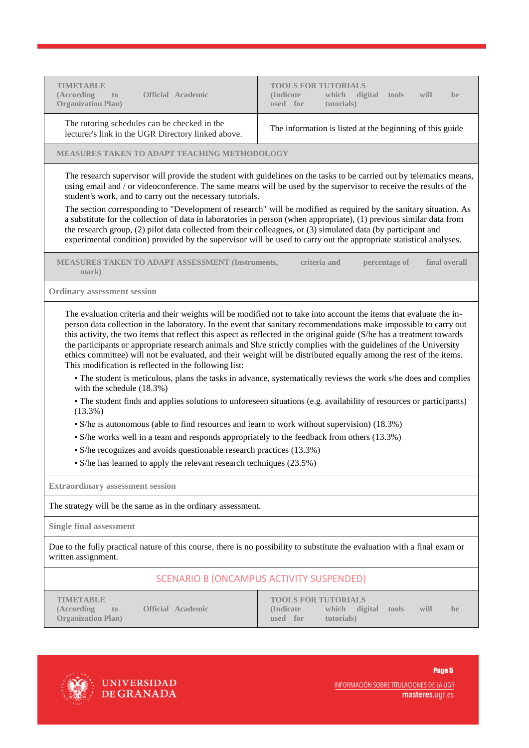| TIMETABLE (According to Official Academic Organization Plan) | TOOLS FOR TUTORIALS (Indicate which digital tools will be used for tutorials) |
| --- | --- |
| The tutoring schedules can be checked in the lecturer's link in the UGR Directory linked above. | The information is listed at the beginning of this guide |

**MEASURES TAKEN TO ADAPT TEACHING METHODOLOGY**

The research supervisor will provide the student with guidelines on the tasks to be carried out by telematics means, using email and / or videoconference. The same means will be used by the supervisor to receive the results of the student's work, and to carry out the necessary tutorials.

The section corresponding to "Development of research" will be modified as required by the sanitary situation. As a substitute for the collection of data in laboratories in person (when appropriate), (1) previous similar data from the research group, (2) pilot data collected from their colleagues, or (3) simulated data (by participant and experimental condition) provided by the supervisor will be used to carry out the appropriate statistical analyses.

**MEASURES TAKEN TO ADAPT ASSESSMENT (Instruments, criteria and percentage of final overall mark)**

**Ordinary assessment session**

The evaluation criteria and their weights will be modified not to take into account the items that evaluate the in-person data collection in the laboratory. In the event that sanitary recommendations make impossible to carry out this activity, the two items that reflect this aspect as reflected in the original guide (S/he has a treatment towards the participants or appropriate research animals and Sh/e strictly complies with the guidelines of the University ethics committee) will not be evaluated, and their weight will be distributed equally among the rest of the items. This modification is reflected in the following list:

- The student is meticulous, plans the tasks in advance, systematically reviews the work s/he does and complies with the schedule (18.3%)
- The student finds and applies solutions to unforeseen situations (e.g. availability of resources or participants) (13.3%)
- S/he is autonomous (able to find resources and learn to work without supervision) (18.3%)
- S/he works well in a team and responds appropriately to the feedback from others (13.3%)
- S/he recognizes and avoids questionable research practices (13.3%)
- S/he has learned to apply the relevant research techniques (23.5%)

**Extraordinary assessment session**

The strategy will be the same as in the ordinary assessment.

**Single final assessment**

Due to the fully practical nature of this course, there is no possibility to substitute the evaluation with a final exam or written assignment.

## SCENARIO B (ONCAMPUS ACTIVITY SUSPENDED)

| TIMETABLE (According to Official Academic Organization Plan) | TOOLS FOR TUTORIALS (Indicate which digital tools will be used for tutorials) |
| --- | --- |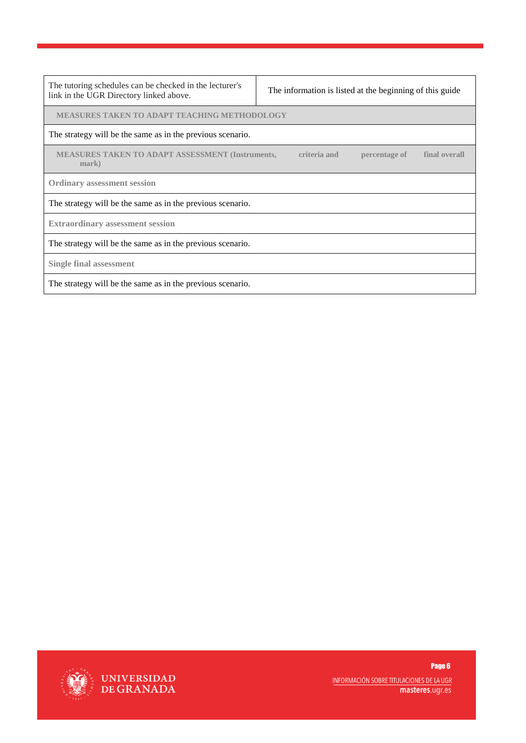| | |
|---|---|
| The tutoring schedules can be checked in the lecturer's link in the UGR Directory linked above. | The information is listed at the beginning of this guide |

**MEASURES TAKEN TO ADAPT TEACHING METHODOLOGY**

The strategy will be the same as in the previous scenario.

**MEASURES TAKEN TO ADAPT ASSESSMENT (Instruments, criteria and percentage of final overall mark)**

**Ordinary assessment session**

The strategy will be the same as in the previous scenario.

**Extraordinary assessment session**

The strategy will be the same as in the previous scenario.

**Single final assessment**

The strategy will be the same as in the previous scenario.